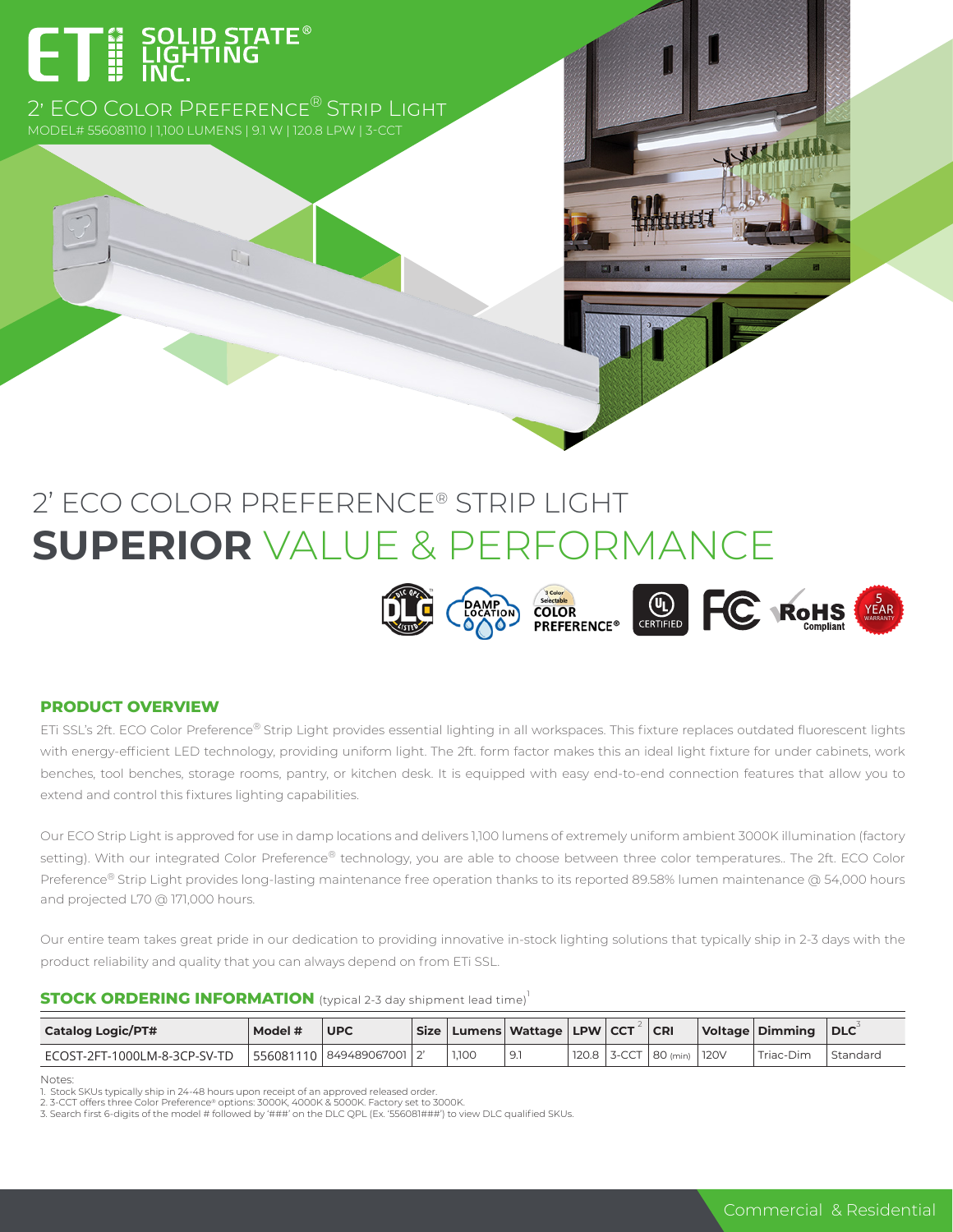# ETi SOLID STATE® LIGHTING INC.

2' ECO COLOR PREFERENCE® STRIP LIGHT

MODEL# 556081110 | 1,100 LUMENS | 9.1 W | 120.8 LPW | 3-CCT

## 2' ECO COLOR PREFERENCE® STRIP LIGHT

# **SUPERIOR** VALUE & PERFORMANCE

DLC · DAMP LOCATION · 3 Color Selectable COLOR PREFERENCE® · UL CERTIFIED · FC · RoHS Compliant · 5 YEAR WARRANTY

### PRODUCT OVERVIEW

ETi SSL's 2ft. ECO Color Preference® Strip Light provides essential lighting in all workspaces. This fixture replaces outdated fluorescent lights with energy-efficient LED technology, providing uniform light. The 2ft. form factor makes this an ideal light fixture for under cabinets, work benches, tool benches, storage rooms, pantry, or kitchen desk. It is equipped with easy end-to-end connection features that allow you to extend and control this fixtures lighting capabilities.

Our ECO Strip Light is approved for use in damp locations and delivers 1,100 lumens of extremely uniform ambient 3000K illumination (factory setting). With our integrated Color Preference® technology, you are able to choose between three color temperatures.. The 2ft. ECO Color Preference® Strip Light provides long-lasting maintenance free operation thanks to its reported 89.58% lumen maintenance @ 54,000 hours and projected L70 @ 171,000 hours.

Our entire team takes great pride in our dedication to providing innovative in-stock lighting solutions that typically ship in 2-3 days with the product reliability and quality that you can always depend on from ETi SSL.

### STOCK ORDERING INFORMATION (typical 2-3 day shipment lead time)[1]

| Catalog Logic/PT# | Model # | UPC | Size | Lumens | Wattage | LPW | CCT[2] | CRI | Voltage | Dimming | DLC[3] |
|---|---|---|---|---|---|---|---|---|---|---|---|
| ECOST-2FT-1000LM-8-3CP-SV-TD | 556081110 | 849489067001 | 2' | 1,100 | 9.1 | 120.8 | 3-CCT | 80 (min) | 120V | Triac-Dim | Standard |

Notes:
1. Stock SKUs typically ship in 24-48 hours upon receipt of an approved released order.
2. 3-CCT offers three Color Preference® options: 3000K, 4000K & 5000K. Factory set to 3000K.
3. Search first 6-digits of the model # followed by '###' on the DLC QPL (Ex. '556081###') to view DLC qualified SKUs.

Commercial & Residential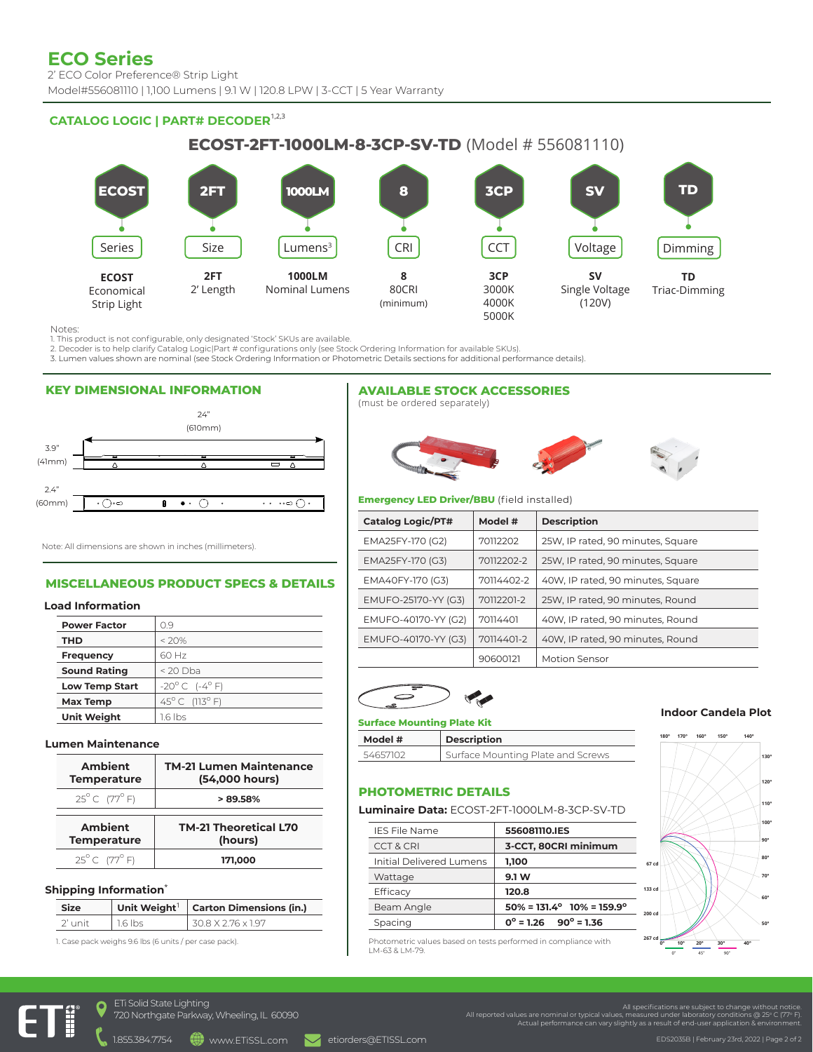# ECO Series

2' ECO Color Preference® Strip Light

Model#556081110 | 1,100 Lumens | 9.1 W | 120.8 LPW | 3-CCT | 5 Year Warranty

## CATALOG LOGIC | PART# DECODER[1,2,3]

**ECOST-2FT-1000LM-8-3CP-SV-TD** (Model # 556081110)

| ECOST | 2FT | 1000LM | 8 | 3CP | SV | TD |
|---|---|---|---|---|---|---|
| Series | Size | Lumens[3] | CRI | CCT | Voltage | Dimming |
| **ECOST** Economical Strip Light | **2FT** 2' Length | **1000LM** Nominal Lumens | **8** 80CRI (minimum) | **3CP** 3000K 4000K 5000K | **SV** Single Voltage (120V) | **TD** Triac-Dimming |

Notes:
1. This product is not configurable, only designated 'Stock' SKUs are available.
2. Decoder is to help clarify Catalog Logic|Part # configurations only (see Stock Ordering Information for available SKUs).
3. Lumen values shown are nominal (see Stock Ordering Information or Photometric Details sections for additional performance details).

## KEY DIMENSIONAL INFORMATION

24"
(610mm)

3.9"
(41mm)

2.4"
(60mm)

Note: All dimensions are shown in inches (millimeters).

## MISCELLANEOUS PRODUCT SPECS & DETAILS

### Load Information

| | |
|---|---|
| **Power Factor** | 0.9 |
| **THD** | < 20% |
| **Frequency** | 60 Hz |
| **Sound Rating** | < 20 Dba |
| **Low Temp Start** | -20° C (-4° F) |
| **Max Temp** | 45° C (113° F) |
| **Unit Weight** | 1.6 lbs |

### Lumen Maintenance

| Ambient Temperature | TM-21 Lumen Maintenance (54,000 hours) |
|---|---|
| 25° C (77° F) | **> 89.58%** |

| Ambient Temperature | TM-21 Theoretical L70 (hours) |
|---|---|
| 25° C (77° F) | **171,000** |

### Shipping Information*

| Size | Unit Weight[1] | Carton Dimensions (in.) |
|---|---|---|
| 2' unit | 1.6 lbs | 30.8 X 2.76 x 1.97 |

1. Case pack weighs 9.6 lbs (6 units / per case pack).

## AVAILABLE STOCK ACCESSORIES

(must be ordered separately)

**Emergency LED Driver/BBU** (field installed)

| Catalog Logic/PT# | Model # | Description |
|---|---|---|
| EMA25FY-170 (G2) | 70112202 | 25W, IP rated, 90 minutes, Square |
| EMA25FY-170 (G3) | 70112202-2 | 25W, IP rated, 90 minutes, Square |
| EMA40FY-170 (G3) | 70114402-2 | 40W, IP rated, 90 minutes, Square |
| EMUFO-25170-YY (G3) | 70112201-2 | 25W, IP rated, 90 minutes, Round |
| EMUFO-40170-YY (G2) | 70114401 | 40W, IP rated, 90 minutes, Round |
| EMUFO-40170-YY (G3) | 70114401-2 | 40W, IP rated, 90 minutes, Round |
| | 90600121 | Motion Sensor |

**Surface Mounting Plate Kit**

| Model # | Description |
|---|---|
| 54657102 | Surface Mounting Plate and Screws |

## PHOTOMETRIC DETAILS

**Luminaire Data:** ECOST-2FT-1000LM-8-3CP-SV-TD

| | |
|---|---|
| IES File Name | **556081110.IES** |
| CCT & CRI | **3-CCT, 80CRI minimum** |
| Initial Delivered Lumens | **1,100** |
| Wattage | **9.1 W** |
| Efficacy | **120.8** |
| Beam Angle | **50% = 131.4° 10% = 159.9°** |
| Spacing | **0° = 1.26 90° = 1.36** |

Photometric values based on tests performed in compliance with LM-63 & LM-79.

### Indoor Candela Plot

180° 170° 160° 150° 140°
130°
120°
110°
100°
90°
80°
70°
60°
50°
67 cd
133 cd
200 cd
267 cd
0° 10° 20° 30° 40°
0° 45° 90°

ETi Solid State Lighting
720 Northgate Parkway, Wheeling, IL 60090
1.855.384.7754 www.ETiSSL.com etiorders@ETISSL.com

All specifications are subject to change without notice.
All reported values are nominal or typical values, measured under laboratory conditions @ 25° C (77° F).
Actual performance can vary slightly as a result of end-user application & environment.

EDS2035B | February 23rd, 2022